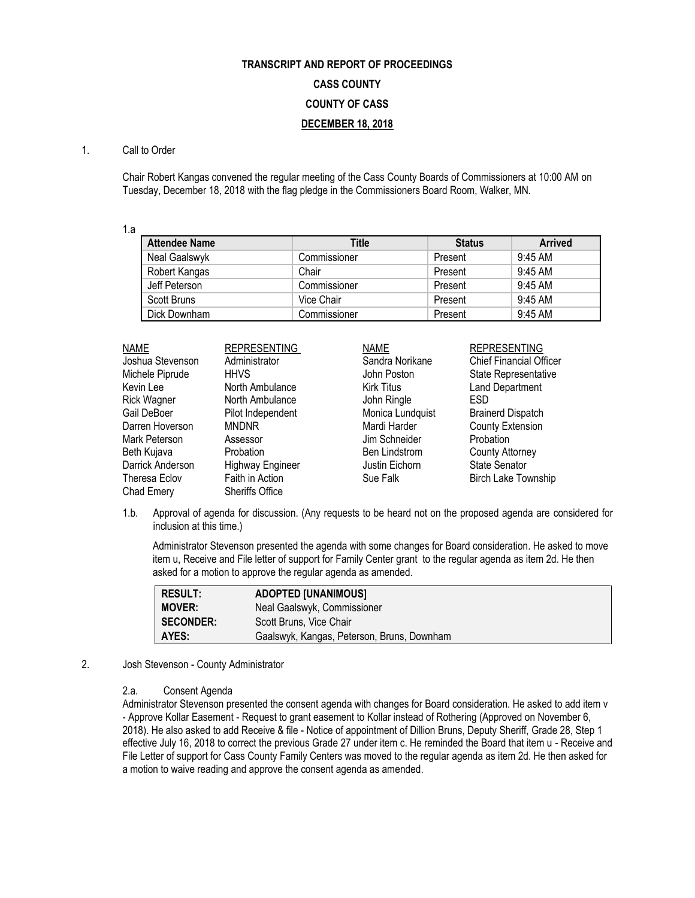**TRANSCRIPT AND REPORT OF PROCEEDINGS**

**CASS COUNTY**

**COUNTY OF CASS**

**DECEMBER 18, 2018**

1. Call to Order

Chair Robert Kangas convened the regular meeting of the Cass County Boards of Commissioners at 10:00 AM on Tuesday, December 18, 2018 with the flag pledge in the Commissioners Board Room, Walker, MN.

1.a

| Attendee Name | Title | Status | Arrived |
|---|---|---|---|
| Neal Gaalswyk | Commissioner | Present | 9:45 AM |
| Robert Kangas | Chair | Present | 9:45 AM |
| Jeff Peterson | Commissioner | Present | 9:45 AM |
| Scott Bruns | Vice Chair | Present | 9:45 AM |
| Dick Downham | Commissioner | Present | 9:45 AM |

| NAME | REPRESENTING | NAME | REPRESENTING |
|---|---|---|---|
| Joshua Stevenson | Administrator | Sandra Norikane | Chief Financial Officer |
| Michele Piprude | HHVS | John Poston | State Representative |
| Kevin Lee | North Ambulance | Kirk Titus | Land Department |
| Rick Wagner | North Ambulance | John Ringle | ESD |
| Gail DeBoer | Pilot Independent | Monica Lundquist | Brainerd Dispatch |
| Darren Hoverson | MNDNR | Mardi Harder | County Extension |
| Mark Peterson | Assessor | Jim Schneider | Probation |
| Beth Kujava | Probation | Ben Lindstrom | County Attorney |
| Darrick Anderson | Highway Engineer | Justin Eichorn | State Senator |
| Theresa Eclov | Faith in Action | Sue Falk | Birch Lake Township |
| Chad Emery | Sheriffs Office | | |

1.b. Approval of agenda for discussion. (Any requests to be heard not on the proposed agenda are considered for inclusion at this time.)

Administrator Stevenson presented the agenda with some changes for Board consideration. He asked to move item u, Receive and File letter of support for Family Center grant to the regular agenda as item 2d. He then asked for a motion to approve the regular agenda as amended.

| | |
|---|---|
| **RESULT:** | **ADOPTED [UNANIMOUS]** |
| **MOVER:** | Neal Gaalswyk, Commissioner |
| **SECONDER:** | Scott Bruns, Vice Chair |
| **AYES:** | Gaalswyk, Kangas, Peterson, Bruns, Downham |

2. Josh Stevenson - County Administrator

2.a. Consent Agenda

Administrator Stevenson presented the consent agenda with changes for Board consideration. He asked to add item v - Approve Kollar Easement - Request to grant easement to Kollar instead of Rothering (Approved on November 6, 2018). He also asked to add Receive & file - Notice of appointment of Dillion Bruns, Deputy Sheriff, Grade 28, Step 1 effective July 16, 2018 to correct the previous Grade 27 under item c. He reminded the Board that item u - Receive and File Letter of support for Cass County Family Centers was moved to the regular agenda as item 2d. He then asked for a motion to waive reading and approve the consent agenda as amended.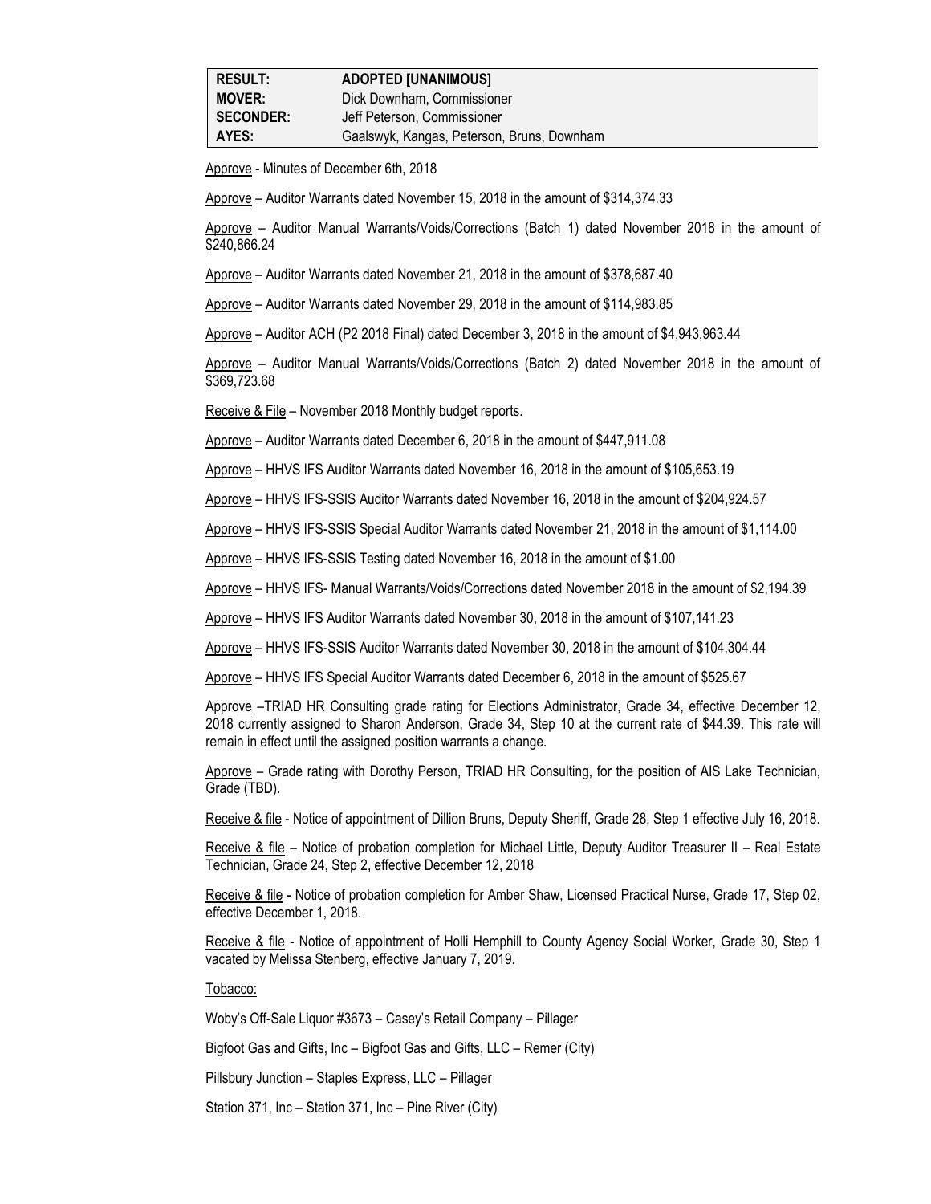| RESULT: | ADOPTED [UNANIMOUS] |
|---|---|
| MOVER: | Dick Downham, Commissioner |
| SECONDER: | Jeff Peterson, Commissioner |
| AYES: | Gaalswyk, Kangas, Peterson, Bruns, Downham |

Approve - Minutes of December 6th, 2018

Approve – Auditor Warrants dated November 15, 2018 in the amount of $314,374.33

Approve – Auditor Manual Warrants/Voids/Corrections (Batch 1) dated November 2018 in the amount of $240,866.24

Approve – Auditor Warrants dated November 21, 2018 in the amount of $378,687.40

Approve – Auditor Warrants dated November 29, 2018 in the amount of $114,983.85

Approve – Auditor ACH (P2 2018 Final) dated December 3, 2018 in the amount of $4,943,963.44

Approve – Auditor Manual Warrants/Voids/Corrections (Batch 2) dated November 2018 in the amount of $369,723.68

Receive & File – November 2018 Monthly budget reports.

Approve – Auditor Warrants dated December 6, 2018 in the amount of $447,911.08

Approve – HHVS IFS Auditor Warrants dated November 16, 2018 in the amount of $105,653.19

Approve – HHVS IFS-SSIS Auditor Warrants dated November 16, 2018 in the amount of $204,924.57

Approve – HHVS IFS-SSIS Special Auditor Warrants dated November 21, 2018 in the amount of $1,114.00

Approve – HHVS IFS-SSIS Testing dated November 16, 2018 in the amount of $1.00

Approve – HHVS IFS- Manual Warrants/Voids/Corrections dated November 2018 in the amount of $2,194.39

Approve – HHVS IFS Auditor Warrants dated November 30, 2018 in the amount of $107,141.23

Approve – HHVS IFS-SSIS Auditor Warrants dated November 30, 2018 in the amount of $104,304.44

Approve – HHVS IFS Special Auditor Warrants dated December 6, 2018 in the amount of $525.67

Approve –TRIAD HR Consulting grade rating for Elections Administrator, Grade 34, effective December 12, 2018 currently assigned to Sharon Anderson, Grade 34, Step 10 at the current rate of $44.39. This rate will remain in effect until the assigned position warrants a change.

Approve – Grade rating with Dorothy Person, TRIAD HR Consulting, for the position of AIS Lake Technician, Grade (TBD).

Receive & file - Notice of appointment of Dillion Bruns, Deputy Sheriff, Grade 28, Step 1 effective July 16, 2018.

Receive & file – Notice of probation completion for Michael Little, Deputy Auditor Treasurer II – Real Estate Technician, Grade 24, Step 2, effective December 12, 2018

Receive & file - Notice of probation completion for Amber Shaw, Licensed Practical Nurse, Grade 17, Step 02, effective December 1, 2018.

Receive & file - Notice of appointment of Holli Hemphill to County Agency Social Worker, Grade 30, Step 1 vacated by Melissa Stenberg, effective January 7, 2019.

Tobacco:

Woby's Off-Sale Liquor #3673 – Casey's Retail Company – Pillager

Bigfoot Gas and Gifts, Inc – Bigfoot Gas and Gifts, LLC – Remer (City)

Pillsbury Junction – Staples Express, LLC – Pillager

Station 371, Inc – Station 371, Inc – Pine River (City)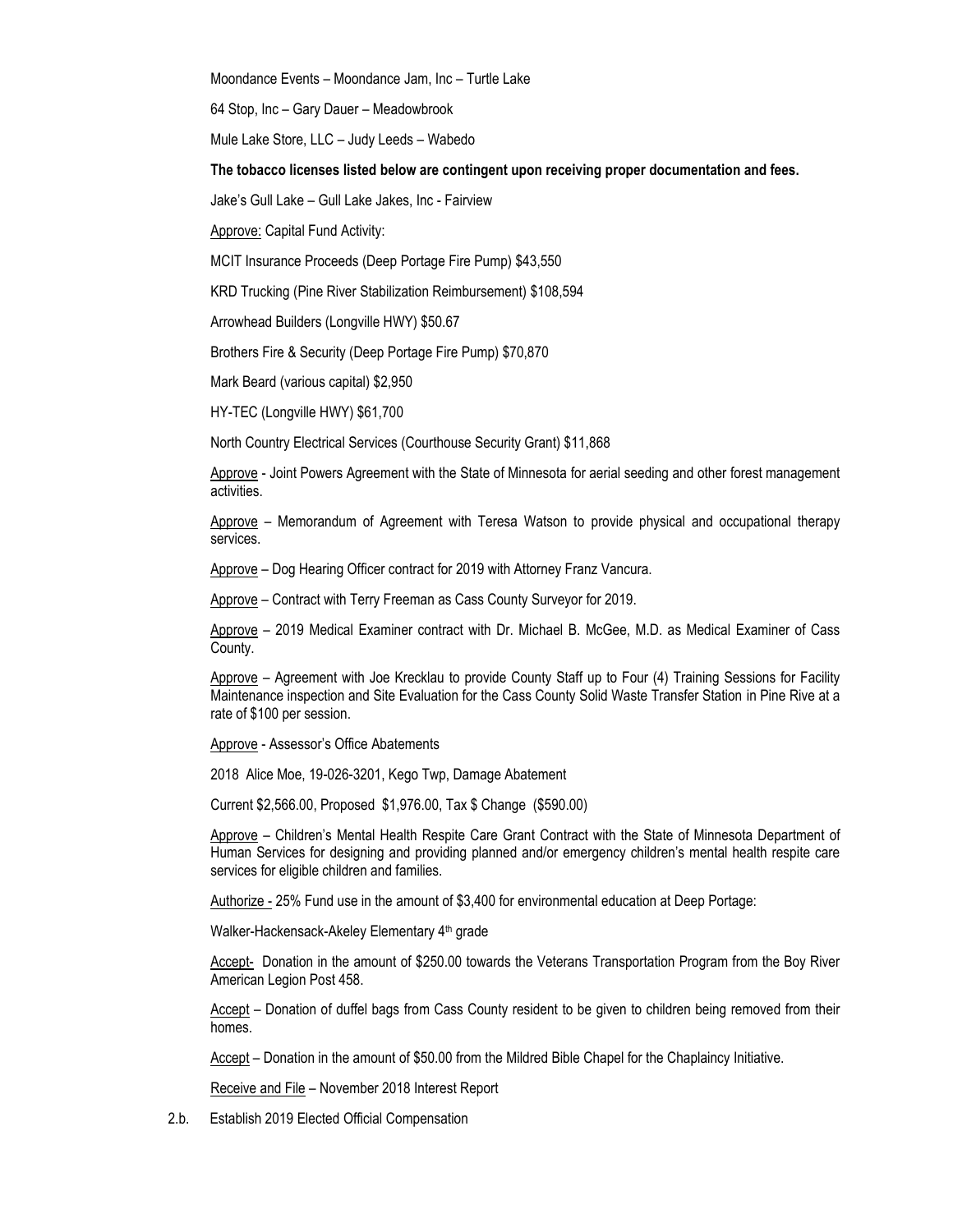Moondance Events – Moondance Jam, Inc – Turtle Lake

64 Stop, Inc – Gary Dauer – Meadowbrook

Mule Lake Store, LLC – Judy Leeds – Wabedo

**The tobacco licenses listed below are contingent upon receiving proper documentation and fees.**

Jake's Gull Lake – Gull Lake Jakes, Inc - Fairview

Approve: Capital Fund Activity:

MCIT Insurance Proceeds (Deep Portage Fire Pump) $43,550

KRD Trucking (Pine River Stabilization Reimbursement) $108,594

Arrowhead Builders (Longville HWY) $50.67

Brothers Fire & Security (Deep Portage Fire Pump) $70,870

Mark Beard (various capital) $2,950

HY-TEC (Longville HWY) $61,700

North Country Electrical Services (Courthouse Security Grant) $11,868

Approve - Joint Powers Agreement with the State of Minnesota for aerial seeding and other forest management activities.

Approve – Memorandum of Agreement with Teresa Watson to provide physical and occupational therapy services.

Approve – Dog Hearing Officer contract for 2019 with Attorney Franz Vancura.

Approve – Contract with Terry Freeman as Cass County Surveyor for 2019.

Approve – 2019 Medical Examiner contract with Dr. Michael B. McGee, M.D. as Medical Examiner of Cass County.

Approve – Agreement with Joe Krecklau to provide County Staff up to Four (4) Training Sessions for Facility Maintenance inspection and Site Evaluation for the Cass County Solid Waste Transfer Station in Pine Rive at a rate of $100 per session.

Approve - Assessor's Office Abatements

2018 Alice Moe, 19-026-3201, Kego Twp, Damage Abatement

Current $2,566.00, Proposed $1,976.00, Tax $ Change ($590.00)

Approve – Children's Mental Health Respite Care Grant Contract with the State of Minnesota Department of Human Services for designing and providing planned and/or emergency children's mental health respite care services for eligible children and families.

Authorize - 25% Fund use in the amount of $3,400 for environmental education at Deep Portage:

Walker-Hackensack-Akeley Elementary 4th grade

Accept- Donation in the amount of $250.00 towards the Veterans Transportation Program from the Boy River American Legion Post 458.

Accept – Donation of duffel bags from Cass County resident to be given to children being removed from their homes.

Accept – Donation in the amount of $50.00 from the Mildred Bible Chapel for the Chaplaincy Initiative.

Receive and File – November 2018 Interest Report

2.b. Establish 2019 Elected Official Compensation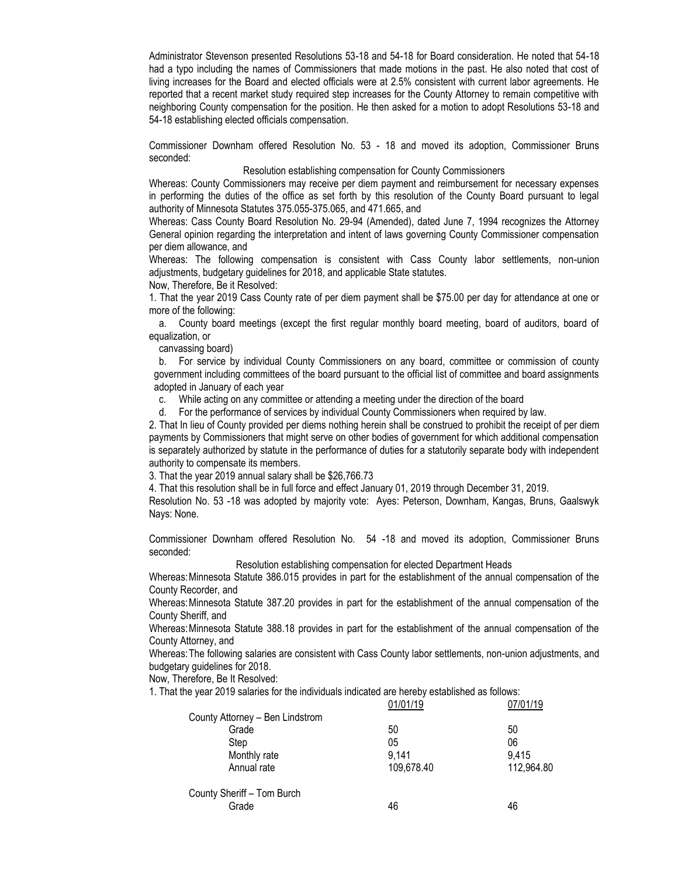Administrator Stevenson presented Resolutions 53-18 and 54-18 for Board consideration. He noted that 54-18 had a typo including the names of Commissioners that made motions in the past. He also noted that cost of living increases for the Board and elected officials were at 2.5% consistent with current labor agreements. He reported that a recent market study required step increases for the County Attorney to remain competitive with neighboring County compensation for the position. He then asked for a motion to adopt Resolutions 53-18 and 54-18 establishing elected officials compensation.

Commissioner Downham offered Resolution No. 53 - 18 and moved its adoption, Commissioner Bruns seconded:

Resolution establishing compensation for County Commissioners

Whereas: County Commissioners may receive per diem payment and reimbursement for necessary expenses in performing the duties of the office as set forth by this resolution of the County Board pursuant to legal authority of Minnesota Statutes 375.055-375.065, and 471.665, and

Whereas: Cass County Board Resolution No. 29-94 (Amended), dated June 7, 1994 recognizes the Attorney General opinion regarding the interpretation and intent of laws governing County Commissioner compensation per diem allowance, and

Whereas: The following compensation is consistent with Cass County labor settlements, non-union adjustments, budgetary guidelines for 2018, and applicable State statutes.

Now, Therefore, Be it Resolved:

1. That the year 2019 Cass County rate of per diem payment shall be $75.00 per day for attendance at one or more of the following:
   a. County board meetings (except the first regular monthly board meeting, board of auditors, board of equalization, or canvassing board)
   b. For service by individual County Commissioners on any board, committee or commission of county government including committees of the board pursuant to the official list of committee and board assignments adopted in January of each year
   c. While acting on any committee or attending a meeting under the direction of the board
   d. For the performance of services by individual County Commissioners when required by law.
2. That In lieu of County provided per diems nothing herein shall be construed to prohibit the receipt of per diem payments by Commissioners that might serve on other bodies of government for which additional compensation is separately authorized by statute in the performance of duties for a statutorily separate body with independent authority to compensate its members.
3. That the year 2019 annual salary shall be $26,766.73
4. That this resolution shall be in full force and effect January 01, 2019 through December 31, 2019.

Resolution No. 53 -18 was adopted by majority vote: Ayes: Peterson, Downham, Kangas, Bruns, Gaalswyk Nays: None.

Commissioner Downham offered Resolution No. 54 -18 and moved its adoption, Commissioner Bruns seconded:

Resolution establishing compensation for elected Department Heads

Whereas: Minnesota Statute 386.015 provides in part for the establishment of the annual compensation of the County Recorder, and

Whereas: Minnesota Statute 387.20 provides in part for the establishment of the annual compensation of the County Sheriff, and

Whereas: Minnesota Statute 388.18 provides in part for the establishment of the annual compensation of the County Attorney, and

Whereas: The following salaries are consistent with Cass County labor settlements, non-union adjustments, and budgetary guidelines for 2018.

Now, Therefore, Be It Resolved:

1. That the year 2019 salaries for the individuals indicated are hereby established as follows:

| | 01/01/19 | 07/01/19 |
|---|---|---|
| County Attorney – Ben Lindstrom | | |
| Grade | 50 | 50 |
| Step | 05 | 06 |
| Monthly rate | 9,141 | 9,415 |
| Annual rate | 109,678.40 | 112,964.80 |
| County Sheriff – Tom Burch | | |
| Grade | 46 | 46 |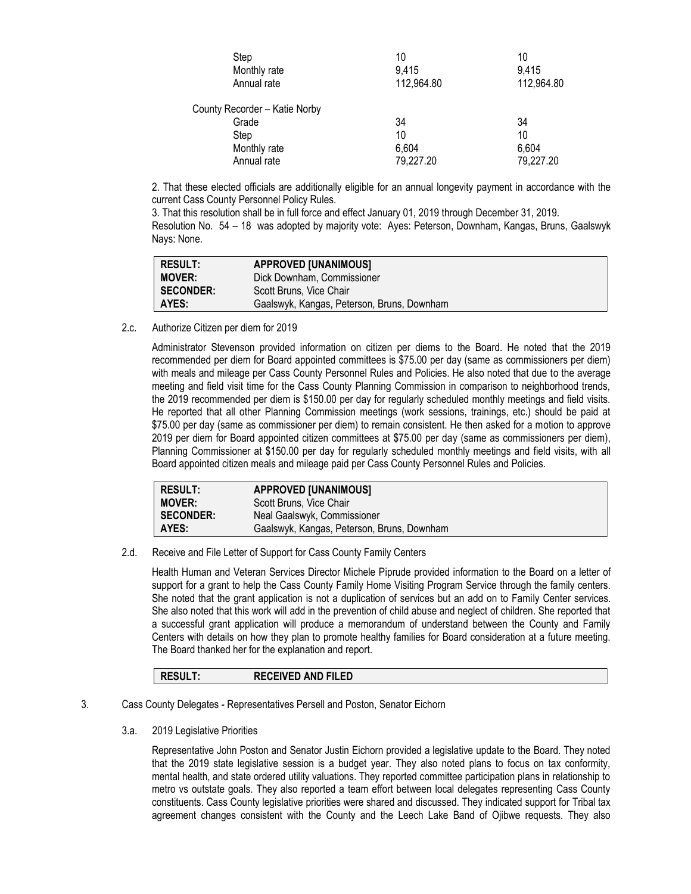| | | |
|---|---|---|
| Step | 10 | 10 |
| Monthly rate | 9,415 | 9,415 |
| Annual rate | 112,964.80 | 112,964.80 |
| County Recorder – Katie Norby | | |
| Grade | 34 | 34 |
| Step | 10 | 10 |
| Monthly rate | 6,604 | 6,604 |
| Annual rate | 79,227.20 | 79,227.20 |

2. That these elected officials are additionally eligible for an annual longevity payment in accordance with the current Cass County Personnel Policy Rules.

3. That this resolution shall be in full force and effect January 01, 2019 through December 31, 2019.

Resolution No. 54 – 18 was adopted by majority vote: Ayes: Peterson, Downham, Kangas, Bruns, Gaalswyk Nays: None.

| | |
|---|---|
| **RESULT:** | **APPROVED [UNANIMOUS]** |
| **MOVER:** | Dick Downham, Commissioner |
| **SECONDER:** | Scott Bruns, Vice Chair |
| **AYES:** | Gaalswyk, Kangas, Peterson, Bruns, Downham |

2.c. Authorize Citizen per diem for 2019

Administrator Stevenson provided information on citizen per diems to the Board. He noted that the 2019 recommended per diem for Board appointed committees is $75.00 per day (same as commissioners per diem) with meals and mileage per Cass County Personnel Rules and Policies. He also noted that due to the average meeting and field visit time for the Cass County Planning Commission in comparison to neighborhood trends, the 2019 recommended per diem is $150.00 per day for regularly scheduled monthly meetings and field visits. He reported that all other Planning Commission meetings (work sessions, trainings, etc.) should be paid at $75.00 per day (same as commissioner per diem) to remain consistent. He then asked for a motion to approve 2019 per diem for Board appointed citizen committees at $75.00 per day (same as commissioners per diem), Planning Commissioner at $150.00 per day for regularly scheduled monthly meetings and field visits, with all Board appointed citizen meals and mileage paid per Cass County Personnel Rules and Policies.

| | |
|---|---|
| **RESULT:** | **APPROVED [UNANIMOUS]** |
| **MOVER:** | Scott Bruns, Vice Chair |
| **SECONDER:** | Neal Gaalswyk, Commissioner |
| **AYES:** | Gaalswyk, Kangas, Peterson, Bruns, Downham |

2.d. Receive and File Letter of Support for Cass County Family Centers

Health Human and Veteran Services Director Michele Piprude provided information to the Board on a letter of support for a grant to help the Cass County Family Home Visiting Program Service through the family centers. She noted that the grant application is not a duplication of services but an add on to Family Center services. She also noted that this work will add in the prevention of child abuse and neglect of children. She reported that a successful grant application will produce a memorandum of understand between the County and Family Centers with details on how they plan to promote healthy families for Board consideration at a future meeting. The Board thanked her for the explanation and report.

| | |
|---|---|
| **RESULT:** | **RECEIVED AND FILED** |

3. Cass County Delegates - Representatives Persell and Poston, Senator Eichorn

3.a. 2019 Legislative Priorities

Representative John Poston and Senator Justin Eichorn provided a legislative update to the Board. They noted that the 2019 state legislative session is a budget year. They also noted plans to focus on tax conformity, mental health, and state ordered utility valuations. They reported committee participation plans in relationship to metro vs outstate goals. They also reported a team effort between local delegates representing Cass County constituents. Cass County legislative priorities were shared and discussed. They indicated support for Tribal tax agreement changes consistent with the County and the Leech Lake Band of Ojibwe requests. They also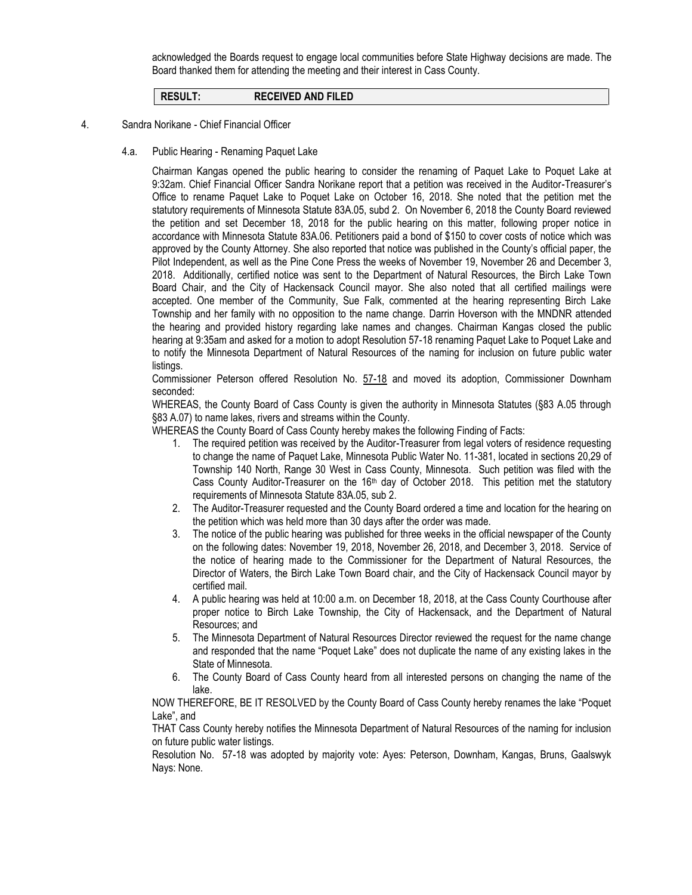acknowledged the Boards request to engage local communities before State Highway decisions are made. The Board thanked them for attending the meeting and their interest in Cass County.

| RESULT: | RECEIVED AND FILED |
|---|---|

4. Sandra Norikane - Chief Financial Officer

4.a. Public Hearing - Renaming Paquet Lake

Chairman Kangas opened the public hearing to consider the renaming of Paquet Lake to Poquet Lake at 9:32am. Chief Financial Officer Sandra Norikane report that a petition was received in the Auditor-Treasurer's Office to rename Paquet Lake to Poquet Lake on October 16, 2018. She noted that the petition met the statutory requirements of Minnesota Statute 83A.05, subd 2. On November 6, 2018 the County Board reviewed the petition and set December 18, 2018 for the public hearing on this matter, following proper notice in accordance with Minnesota Statute 83A.06. Petitioners paid a bond of $150 to cover costs of notice which was approved by the County Attorney. She also reported that notice was published in the County's official paper, the Pilot Independent, as well as the Pine Cone Press the weeks of November 19, November 26 and December 3, 2018. Additionally, certified notice was sent to the Department of Natural Resources, the Birch Lake Town Board Chair, and the City of Hackensack Council mayor. She also noted that all certified mailings were accepted. One member of the Community, Sue Falk, commented at the hearing representing Birch Lake Township and her family with no opposition to the name change. Darrin Hoverson with the MNDNR attended the hearing and provided history regarding lake names and changes. Chairman Kangas closed the public hearing at 9:35am and asked for a motion to adopt Resolution 57-18 renaming Paquet Lake to Poquet Lake and to notify the Minnesota Department of Natural Resources of the naming for inclusion on future public water listings.

Commissioner Peterson offered Resolution No. 57-18 and moved its adoption, Commissioner Downham seconded:

WHEREAS, the County Board of Cass County is given the authority in Minnesota Statutes (§83 A.05 through §83 A.07) to name lakes, rivers and streams within the County.

WHEREAS the County Board of Cass County hereby makes the following Finding of Facts:

1. The required petition was received by the Auditor-Treasurer from legal voters of residence requesting to change the name of Paquet Lake, Minnesota Public Water No. 11-381, located in sections 20,29 of Township 140 North, Range 30 West in Cass County, Minnesota. Such petition was filed with the Cass County Auditor-Treasurer on the 16th day of October 2018. This petition met the statutory requirements of Minnesota Statute 83A.05, sub 2.
2. The Auditor-Treasurer requested and the County Board ordered a time and location for the hearing on the petition which was held more than 30 days after the order was made.
3. The notice of the public hearing was published for three weeks in the official newspaper of the County on the following dates: November 19, 2018, November 26, 2018, and December 3, 2018. Service of the notice of hearing made to the Commissioner for the Department of Natural Resources, the Director of Waters, the Birch Lake Town Board chair, and the City of Hackensack Council mayor by certified mail.
4. A public hearing was held at 10:00 a.m. on December 18, 2018, at the Cass County Courthouse after proper notice to Birch Lake Township, the City of Hackensack, and the Department of Natural Resources; and
5. The Minnesota Department of Natural Resources Director reviewed the request for the name change and responded that the name "Poquet Lake" does not duplicate the name of any existing lakes in the State of Minnesota.
6. The County Board of Cass County heard from all interested persons on changing the name of the lake.

NOW THEREFORE, BE IT RESOLVED by the County Board of Cass County hereby renames the lake "Poquet Lake", and

THAT Cass County hereby notifies the Minnesota Department of Natural Resources of the naming for inclusion on future public water listings.

Resolution No. 57-18 was adopted by majority vote: Ayes: Peterson, Downham, Kangas, Bruns, Gaalswyk Nays: None.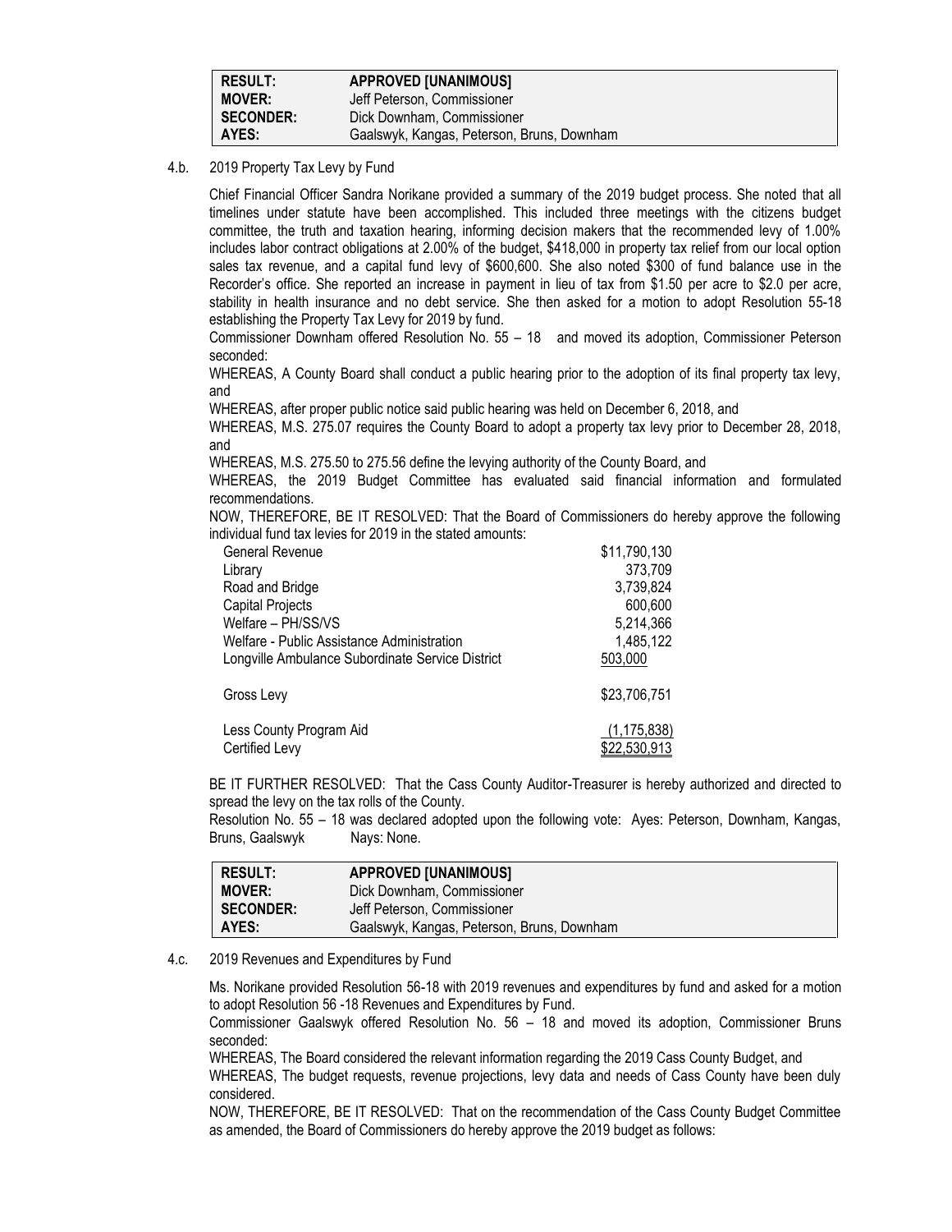| RESULT: | APPROVED [UNANIMOUS] |
|---|---|
| MOVER: | Jeff Peterson, Commissioner |
| SECONDER: | Dick Downham, Commissioner |
| AYES: | Gaalswyk, Kangas, Peterson, Bruns, Downham |

4.b. 2019 Property Tax Levy by Fund

Chief Financial Officer Sandra Norikane provided a summary of the 2019 budget process. She noted that all timelines under statute have been accomplished. This included three meetings with the citizens budget committee, the truth and taxation hearing, informing decision makers that the recommended levy of 1.00% includes labor contract obligations at 2.00% of the budget, $418,000 in property tax relief from our local option sales tax revenue, and a capital fund levy of $600,600. She also noted $300 of fund balance use in the Recorder's office. She reported an increase in payment in lieu of tax from $1.50 per acre to $2.0 per acre, stability in health insurance and no debt service. She then asked for a motion to adopt Resolution 55-18 establishing the Property Tax Levy for 2019 by fund.

Commissioner Downham offered Resolution No. 55 – 18 and moved its adoption, Commissioner Peterson seconded:

WHEREAS, A County Board shall conduct a public hearing prior to the adoption of its final property tax levy, and

WHEREAS, after proper public notice said public hearing was held on December 6, 2018, and

WHEREAS, M.S. 275.07 requires the County Board to adopt a property tax levy prior to December 28, 2018, and

WHEREAS, M.S. 275.50 to 275.56 define the levying authority of the County Board, and

WHEREAS, the 2019 Budget Committee has evaluated said financial information and formulated recommendations.

NOW, THEREFORE, BE IT RESOLVED: That the Board of Commissioners do hereby approve the following individual fund tax levies for 2019 in the stated amounts:

| Fund | Amount |
|---|---|
| General Revenue | $11,790,130 |
| Library | 373,709 |
| Road and Bridge | 3,739,824 |
| Capital Projects | 600,600 |
| Welfare – PH/SS/VS | 5,214,366 |
| Welfare - Public Assistance Administration | 1,485,122 |
| Longville Ambulance Subordinate Service District | 503,000 |
| Gross Levy | $23,706,751 |
| Less County Program Aid | (1,175,838) |
| Certified Levy | $22,530,913 |

BE IT FURTHER RESOLVED: That the Cass County Auditor-Treasurer is hereby authorized and directed to spread the levy on the tax rolls of the County.

Resolution No. 55 – 18 was declared adopted upon the following vote: Ayes: Peterson, Downham, Kangas, Bruns, Gaalswyk Nays: None.

| RESULT: | APPROVED [UNANIMOUS] |
|---|---|
| MOVER: | Dick Downham, Commissioner |
| SECONDER: | Jeff Peterson, Commissioner |
| AYES: | Gaalswyk, Kangas, Peterson, Bruns, Downham |

4.c. 2019 Revenues and Expenditures by Fund

Ms. Norikane provided Resolution 56-18 with 2019 revenues and expenditures by fund and asked for a motion to adopt Resolution 56 -18 Revenues and Expenditures by Fund.

Commissioner Gaalswyk offered Resolution No. 56 – 18 and moved its adoption, Commissioner Bruns seconded:

WHEREAS, The Board considered the relevant information regarding the 2019 Cass County Budget, and

WHEREAS, The budget requests, revenue projections, levy data and needs of Cass County have been duly considered.

NOW, THEREFORE, BE IT RESOLVED: That on the recommendation of the Cass County Budget Committee as amended, the Board of Commissioners do hereby approve the 2019 budget as follows: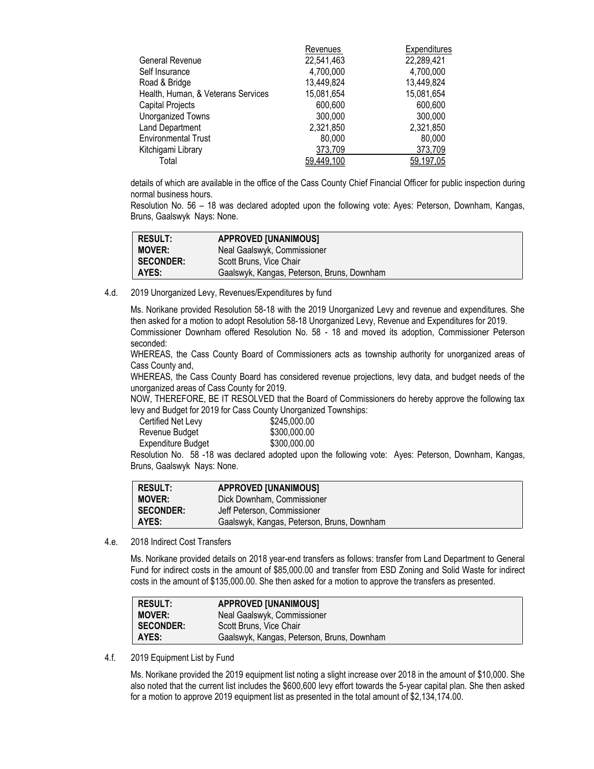| | Revenues | Expenditures |
|---|---|---|
| General Revenue | 22,541,463 | 22,289,421 |
| Self Insurance | 4,700,000 | 4,700,000 |
| Road & Bridge | 13,449,824 | 13,449,824 |
| Health, Human, & Veterans Services | 15,081,654 | 15,081,654 |
| Capital Projects | 600,600 | 600,600 |
| Unorganized Towns | 300,000 | 300,000 |
| Land Department | 2,321,850 | 2,321,850 |
| Environmental Trust | 80,000 | 80,000 |
| Kitchigami Library | 373,709 | 373,709 |
| Total | 59,449,100 | 59,197,05 |

details of which are available in the office of the Cass County Chief Financial Officer for public inspection during normal business hours.

Resolution No. 56 – 18 was declared adopted upon the following vote: Ayes: Peterson, Downham, Kangas, Bruns, Gaalswyk Nays: None.

| | |
|---|---|
| **RESULT:** | **APPROVED [UNANIMOUS]** |
| **MOVER:** | Neal Gaalswyk, Commissioner |
| **SECONDER:** | Scott Bruns, Vice Chair |
| **AYES:** | Gaalswyk, Kangas, Peterson, Bruns, Downham |

4.d. 2019 Unorganized Levy, Revenues/Expenditures by fund

Ms. Norikane provided Resolution 58-18 with the 2019 Unorganized Levy and revenue and expenditures. She then asked for a motion to adopt Resolution 58-18 Unorganized Levy, Revenue and Expenditures for 2019.

Commissioner Downham offered Resolution No. 58 - 18 and moved its adoption, Commissioner Peterson seconded:

WHEREAS, the Cass County Board of Commissioners acts as township authority for unorganized areas of Cass County and,

WHEREAS, the Cass County Board has considered revenue projections, levy data, and budget needs of the unorganized areas of Cass County for 2019.

NOW, THEREFORE, BE IT RESOLVED that the Board of Commissioners do hereby approve the following tax levy and Budget for 2019 for Cass County Unorganized Townships:

| | |
|---|---|
| Certified Net Levy | $245,000.00 |
| Revenue Budget | $300,000.00 |
| Expenditure Budget | $300,000.00 |

Resolution No. 58 -18 was declared adopted upon the following vote: Ayes: Peterson, Downham, Kangas, Bruns, Gaalswyk Nays: None.

| | |
|---|---|
| **RESULT:** | **APPROVED [UNANIMOUS]** |
| **MOVER:** | Dick Downham, Commissioner |
| **SECONDER:** | Jeff Peterson, Commissioner |
| **AYES:** | Gaalswyk, Kangas, Peterson, Bruns, Downham |

4.e. 2018 Indirect Cost Transfers

Ms. Norikane provided details on 2018 year-end transfers as follows: transfer from Land Department to General Fund for indirect costs in the amount of $85,000.00 and transfer from ESD Zoning and Solid Waste for indirect costs in the amount of $135,000.00. She then asked for a motion to approve the transfers as presented.

| | |
|---|---|
| **RESULT:** | **APPROVED [UNANIMOUS]** |
| **MOVER:** | Neal Gaalswyk, Commissioner |
| **SECONDER:** | Scott Bruns, Vice Chair |
| **AYES:** | Gaalswyk, Kangas, Peterson, Bruns, Downham |

4.f. 2019 Equipment List by Fund

Ms. Norikane provided the 2019 equipment list noting a slight increase over 2018 in the amount of $10,000. She also noted that the current list includes the $600,600 levy effort towards the 5-year capital plan. She then asked for a motion to approve 2019 equipment list as presented in the total amount of $2,134,174.00.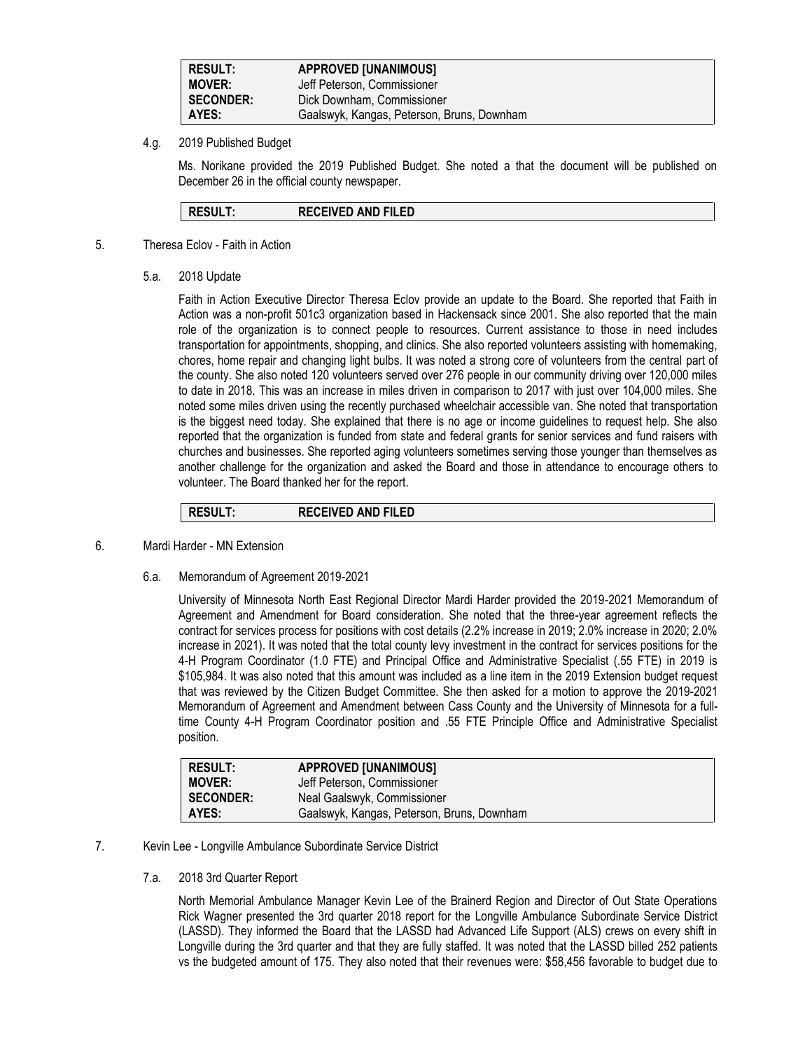| RESULT: | APPROVED [UNANIMOUS] |
|---|---|
| MOVER: | Jeff Peterson, Commissioner |
| SECONDER: | Dick Downham, Commissioner |
| AYES: | Gaalswyk, Kangas, Peterson, Bruns, Downham |

4.g. 2019 Published Budget

Ms. Norikane provided the 2019 Published Budget. She noted a that the document will be published on December 26 in the official county newspaper.

| RESULT: | RECEIVED AND FILED |
|---|---|

5. Theresa Eclov - Faith in Action

5.a. 2018 Update

Faith in Action Executive Director Theresa Eclov provide an update to the Board. She reported that Faith in Action was a non-profit 501c3 organization based in Hackensack since 2001. She also reported that the main role of the organization is to connect people to resources. Current assistance to those in need includes transportation for appointments, shopping, and clinics. She also reported volunteers assisting with homemaking, chores, home repair and changing light bulbs. It was noted a strong core of volunteers from the central part of the county. She also noted 120 volunteers served over 276 people in our community driving over 120,000 miles to date in 2018. This was an increase in miles driven in comparison to 2017 with just over 104,000 miles. She noted some miles driven using the recently purchased wheelchair accessible van. She noted that transportation is the biggest need today. She explained that there is no age or income guidelines to request help. She also reported that the organization is funded from state and federal grants for senior services and fund raisers with churches and businesses. She reported aging volunteers sometimes serving those younger than themselves as another challenge for the organization and asked the Board and those in attendance to encourage others to volunteer. The Board thanked her for the report.

| RESULT: | RECEIVED AND FILED |
|---|---|

6. Mardi Harder - MN Extension

6.a. Memorandum of Agreement 2019-2021

University of Minnesota North East Regional Director Mardi Harder provided the 2019-2021 Memorandum of Agreement and Amendment for Board consideration. She noted that the three-year agreement reflects the contract for services process for positions with cost details (2.2% increase in 2019; 2.0% increase in 2020; 2.0% increase in 2021). It was noted that the total county levy investment in the contract for services positions for the 4-H Program Coordinator (1.0 FTE) and Principal Office and Administrative Specialist (.55 FTE) in 2019 is $105,984. It was also noted that this amount was included as a line item in the 2019 Extension budget request that was reviewed by the Citizen Budget Committee. She then asked for a motion to approve the 2019-2021 Memorandum of Agreement and Amendment between Cass County and the University of Minnesota for a full-time County 4-H Program Coordinator position and .55 FTE Principle Office and Administrative Specialist position.

| RESULT: | APPROVED [UNANIMOUS] |
|---|---|
| MOVER: | Jeff Peterson, Commissioner |
| SECONDER: | Neal Gaalswyk, Commissioner |
| AYES: | Gaalswyk, Kangas, Peterson, Bruns, Downham |

7. Kevin Lee - Longville Ambulance Subordinate Service District

7.a. 2018 3rd Quarter Report

North Memorial Ambulance Manager Kevin Lee of the Brainerd Region and Director of Out State Operations Rick Wagner presented the 3rd quarter 2018 report for the Longville Ambulance Subordinate Service District (LASSD). They informed the Board that the LASSD had Advanced Life Support (ALS) crews on every shift in Longville during the 3rd quarter and that they are fully staffed. It was noted that the LASSD billed 252 patients vs the budgeted amount of 175. They also noted that their revenues were: $58,456 favorable to budget due to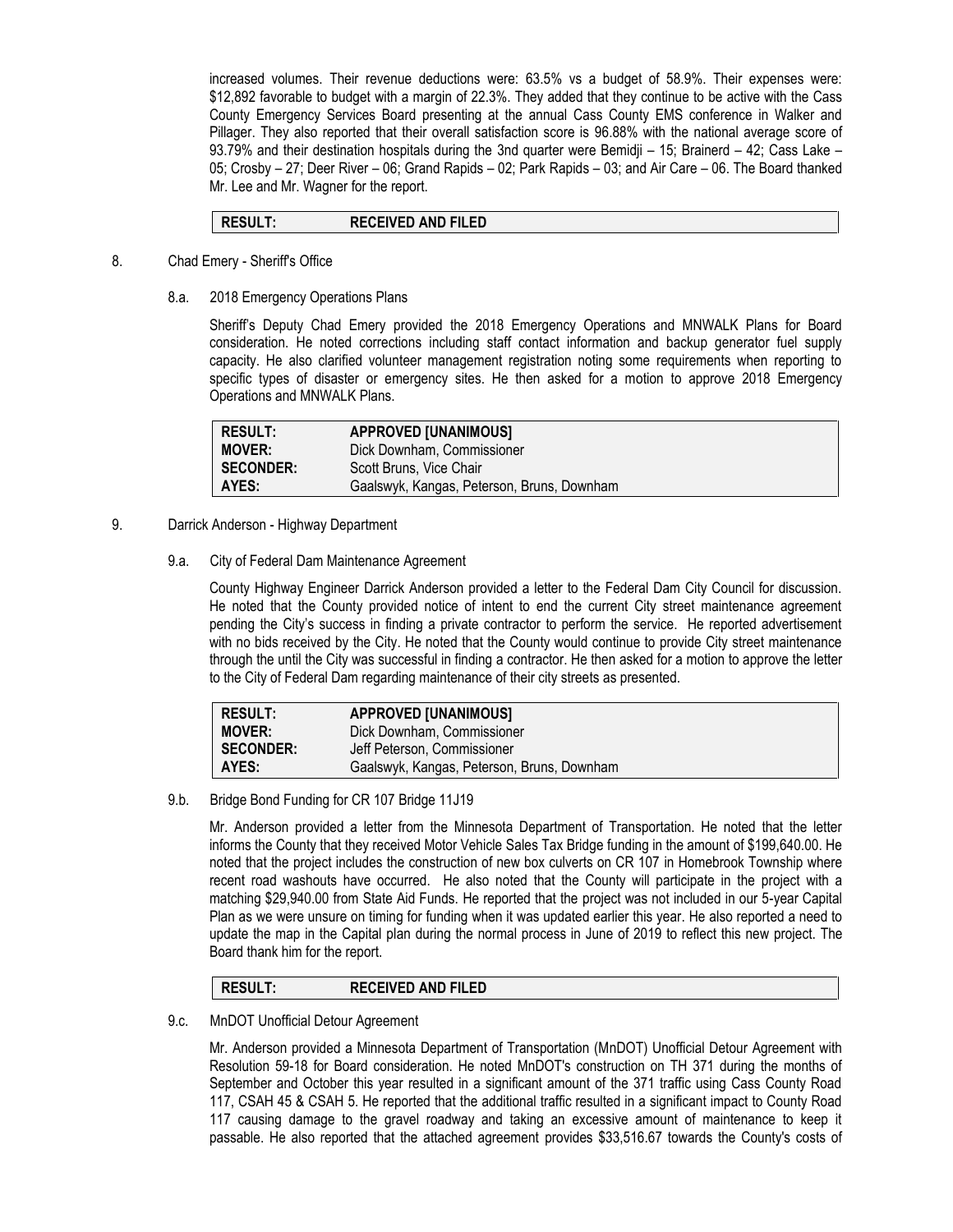increased volumes. Their revenue deductions were: 63.5% vs a budget of 58.9%. Their expenses were: $12,892 favorable to budget with a margin of 22.3%. They added that they continue to be active with the Cass County Emergency Services Board presenting at the annual Cass County EMS conference in Walker and Pillager. They also reported that their overall satisfaction score is 96.88% with the national average score of 93.79% and their destination hospitals during the 3nd quarter were Bemidji – 15; Brainerd – 42; Cass Lake – 05; Crosby – 27; Deer River – 06; Grand Rapids – 02; Park Rapids – 03; and Air Care – 06. The Board thanked Mr. Lee and Mr. Wagner for the report.

| RESULT: | RECEIVED AND FILED |
|---|---|

8. Chad Emery - Sheriff's Office

8.a. 2018 Emergency Operations Plans

Sheriff's Deputy Chad Emery provided the 2018 Emergency Operations and MNWALK Plans for Board consideration. He noted corrections including staff contact information and backup generator fuel supply capacity. He also clarified volunteer management registration noting some requirements when reporting to specific types of disaster or emergency sites. He then asked for a motion to approve 2018 Emergency Operations and MNWALK Plans.

| RESULT: | APPROVED [UNANIMOUS] |
|---|---|
| MOVER: | Dick Downham, Commissioner |
| SECONDER: | Scott Bruns, Vice Chair |
| AYES: | Gaalswyk, Kangas, Peterson, Bruns, Downham |

9. Darrick Anderson - Highway Department

9.a. City of Federal Dam Maintenance Agreement

County Highway Engineer Darrick Anderson provided a letter to the Federal Dam City Council for discussion. He noted that the County provided notice of intent to end the current City street maintenance agreement pending the City's success in finding a private contractor to perform the service. He reported advertisement with no bids received by the City. He noted that the County would continue to provide City street maintenance through the until the City was successful in finding a contractor. He then asked for a motion to approve the letter to the City of Federal Dam regarding maintenance of their city streets as presented.

| RESULT: | APPROVED [UNANIMOUS] |
|---|---|
| MOVER: | Dick Downham, Commissioner |
| SECONDER: | Jeff Peterson, Commissioner |
| AYES: | Gaalswyk, Kangas, Peterson, Bruns, Downham |

9.b. Bridge Bond Funding for CR 107 Bridge 11J19

Mr. Anderson provided a letter from the Minnesota Department of Transportation. He noted that the letter informs the County that they received Motor Vehicle Sales Tax Bridge funding in the amount of $199,640.00. He noted that the project includes the construction of new box culverts on CR 107 in Homebrook Township where recent road washouts have occurred. He also noted that the County will participate in the project with a matching $29,940.00 from State Aid Funds. He reported that the project was not included in our 5-year Capital Plan as we were unsure on timing for funding when it was updated earlier this year. He also reported a need to update the map in the Capital plan during the normal process in June of 2019 to reflect this new project. The Board thank him for the report.

| RESULT: | RECEIVED AND FILED |
|---|---|

9.c. MnDOT Unofficial Detour Agreement

Mr. Anderson provided a Minnesota Department of Transportation (MnDOT) Unofficial Detour Agreement with Resolution 59-18 for Board consideration. He noted MnDOT's construction on TH 371 during the months of September and October this year resulted in a significant amount of the 371 traffic using Cass County Road 117, CSAH 45 & CSAH 5. He reported that the additional traffic resulted in a significant impact to County Road 117 causing damage to the gravel roadway and taking an excessive amount of maintenance to keep it passable. He also reported that the attached agreement provides $33,516.67 towards the County's costs of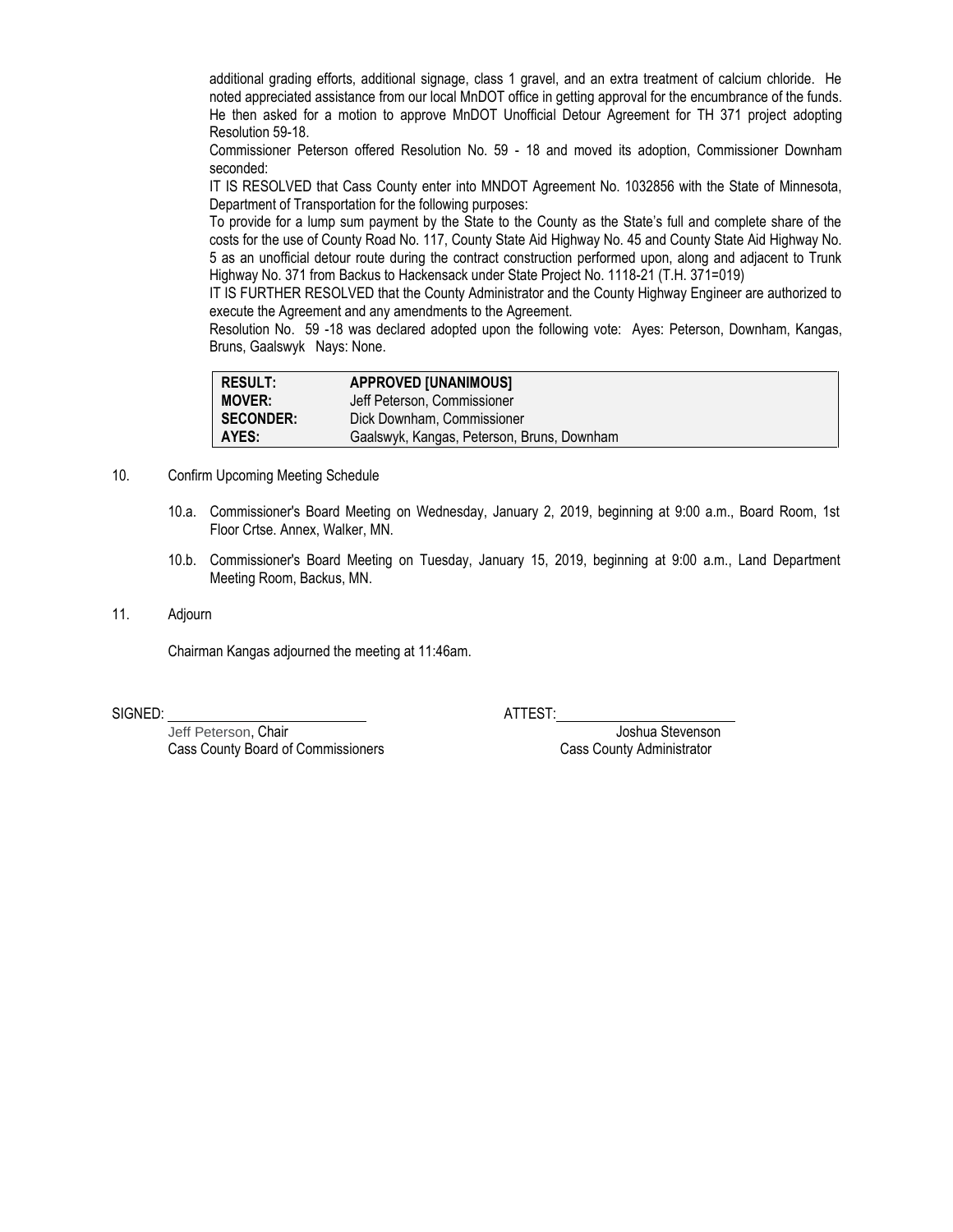additional grading efforts, additional signage, class 1 gravel, and an extra treatment of calcium chloride. He noted appreciated assistance from our local MnDOT office in getting approval for the encumbrance of the funds. He then asked for a motion to approve MnDOT Unofficial Detour Agreement for TH 371 project adopting Resolution 59-18.

Commissioner Peterson offered Resolution No. 59 - 18 and moved its adoption, Commissioner Downham seconded:

IT IS RESOLVED that Cass County enter into MNDOT Agreement No. 1032856 with the State of Minnesota, Department of Transportation for the following purposes:

To provide for a lump sum payment by the State to the County as the State's full and complete share of the costs for the use of County Road No. 117, County State Aid Highway No. 45 and County State Aid Highway No. 5 as an unofficial detour route during the contract construction performed upon, along and adjacent to Trunk Highway No. 371 from Backus to Hackensack under State Project No. 1118-21 (T.H. 371=019)

IT IS FURTHER RESOLVED that the County Administrator and the County Highway Engineer are authorized to execute the Agreement and any amendments to the Agreement.

Resolution No. 59 -18 was declared adopted upon the following vote: Ayes: Peterson, Downham, Kangas, Bruns, Gaalswyk Nays: None.

| | |
|---|---|
| **RESULT:** | **APPROVED [UNANIMOUS]** |
| **MOVER:** | Jeff Peterson, Commissioner |
| **SECONDER:** | Dick Downham, Commissioner |
| **AYES:** | Gaalswyk, Kangas, Peterson, Bruns, Downham |

10. Confirm Upcoming Meeting Schedule

    10.a. Commissioner's Board Meeting on Wednesday, January 2, 2019, beginning at 9:00 a.m., Board Room, 1st Floor Crtse. Annex, Walker, MN.

    10.b. Commissioner's Board Meeting on Tuesday, January 15, 2019, beginning at 9:00 a.m., Land Department Meeting Room, Backus, MN.

11. Adjourn

    Chairman Kangas adjourned the meeting at 11:46am.

SIGNED: ____________________________
Jeff Peterson, Chair
Cass County Board of Commissioners

ATTEST: ____________________________
Joshua Stevenson
Cass County Administrator